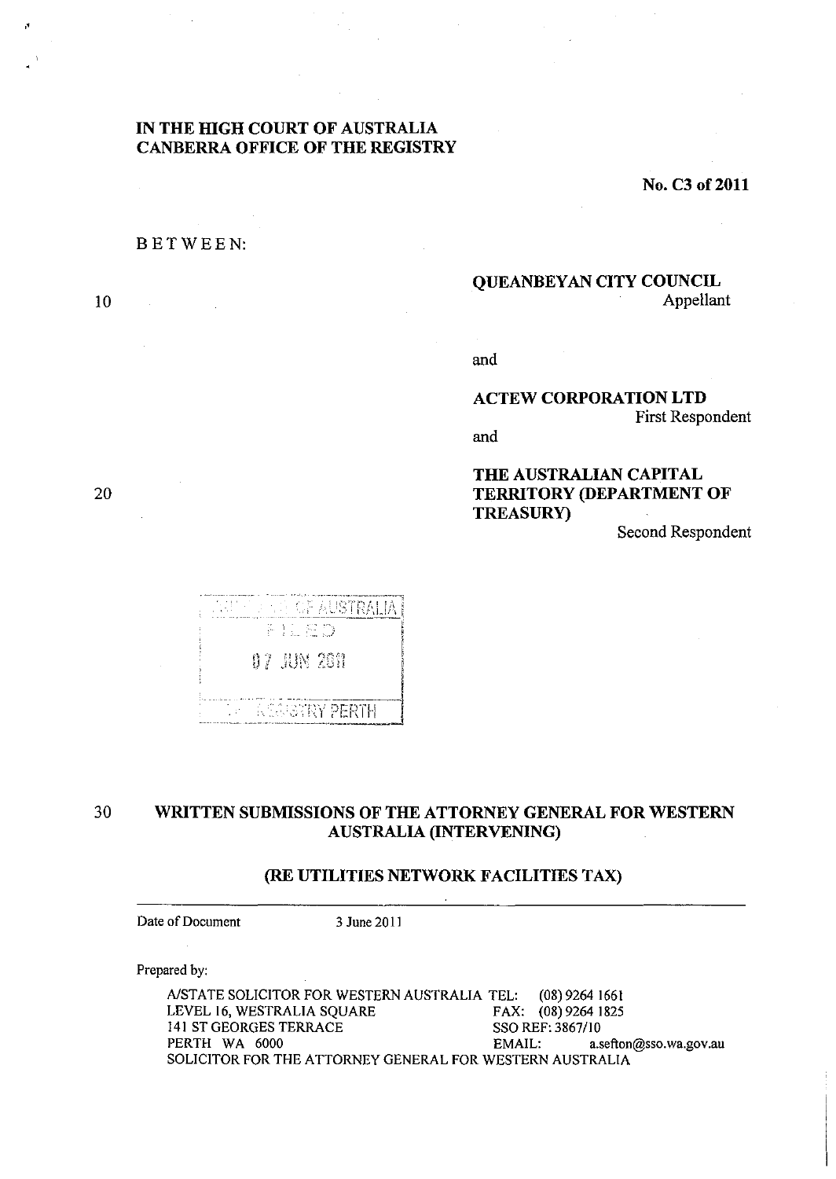**IN THE HIGH COURT OF AUSTRALIA**
**CANBERRA OFFICE OF THE REGISTRY**

**No. C3 of 2011**

BETWEEN:

**QUEANBEYAN CITY COUNCIL**
Appellant

and

**ACTEW CORPORATION LTD**
First Respondent

and

**THE AUSTRALIAN CAPITAL TERRITORY (DEPARTMENT OF TREASURY)**
Second Respondent

HIGH COURT OF AUSTRALIA
FILED
07 JUN 2011
THE REGISTRY PERTH

**WRITTEN SUBMISSIONS OF THE ATTORNEY GENERAL FOR WESTERN AUSTRALIA (INTERVENING)**

**(RE UTILITIES NETWORK FACILITIES TAX)**

Date of Document 3 June 2011

Prepared by:

A/STATE SOLICITOR FOR WESTERN AUSTRALIA
LEVEL 16, WESTRALIA SQUARE
141 ST GEORGES TERRACE
PERTH WA 6000
TEL: (08) 9264 1661
FAX: (08) 9264 1825
SSO REF: 3867/10
EMAIL: a.sefton@sso.wa.gov.au
SOLICITOR FOR THE ATTORNEY GENERAL FOR WESTERN AUSTRALIA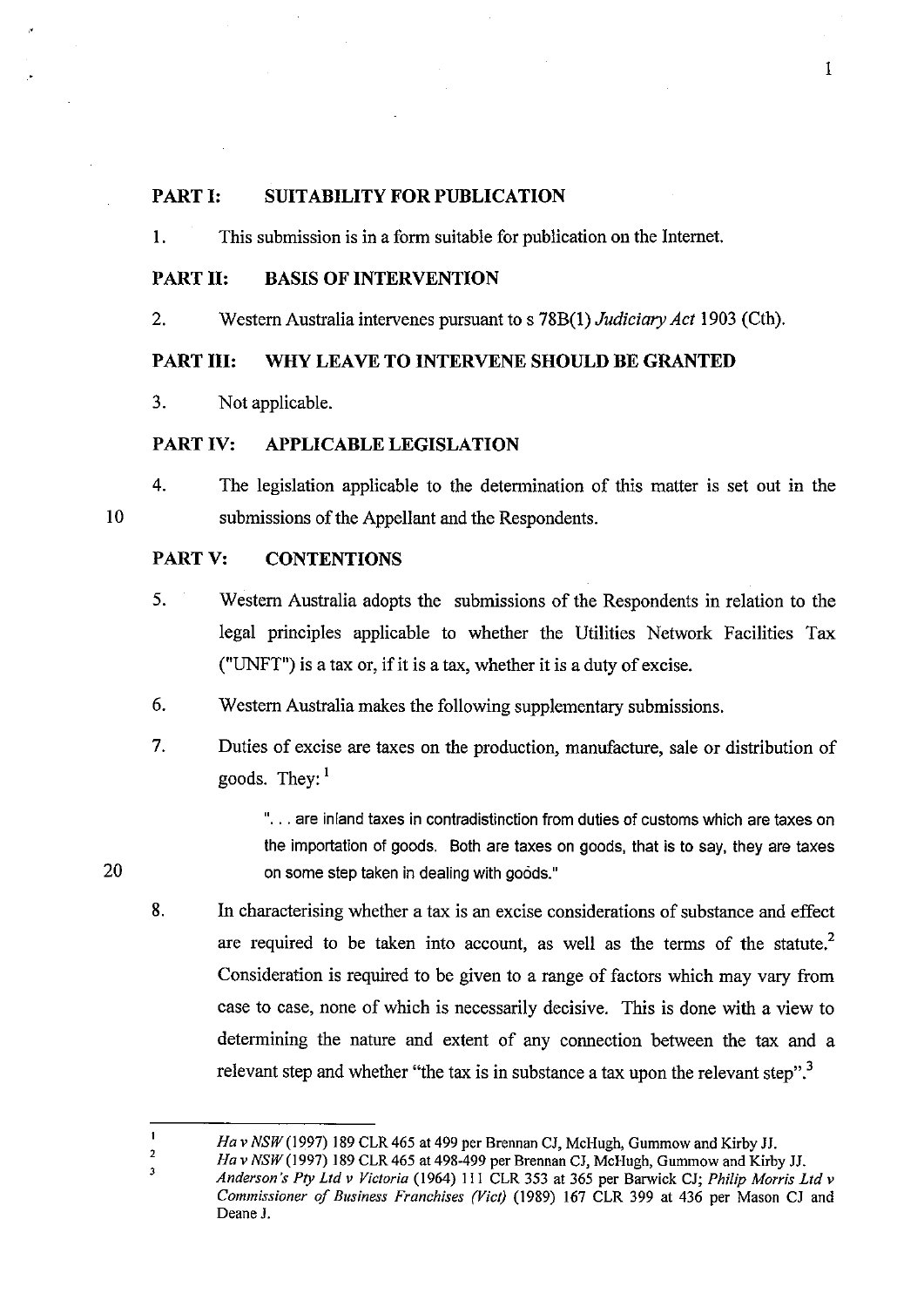## PART I: SUITABILITY FOR PUBLICATION

1. This submission is in a form suitable for publication on the Internet.

## PART II: BASIS OF INTERVENTION

2. Western Australia intervenes pursuant to s 78B(1) *Judiciary Act* 1903 (Cth).

## PART III: WHY LEAVE TO INTERVENE SHOULD BE GRANTED

3. Not applicable.

## PART IV: APPLICABLE LEGISLATION

4. The legislation applicable to the determination of this matter is set out in the submissions of the Appellant and the Respondents.

## PART V: CONTENTIONS

5. Western Australia adopts the submissions of the Respondents in relation to the legal principles applicable to whether the Utilities Network Facilities Tax ("UNFT") is a tax or, if it is a tax, whether it is a duty of excise.

6. Western Australia makes the following supplementary submissions.

7. Duties of excise are taxes on the production, manufacture, sale or distribution of goods. They: [1]

> ". . . are inland taxes in contradistinction from duties of customs which are taxes on the importation of goods. Both are taxes on goods, that is to say, they are taxes on some step taken in dealing with goods."

8. In characterising whether a tax is an excise considerations of substance and effect are required to be taken into account, as well as the terms of the statute.[2] Consideration is required to be given to a range of factors which may vary from case to case, none of which is necessarily decisive. This is done with a view to determining the nature and extent of any connection between the tax and a relevant step and whether "the tax is in substance a tax upon the relevant step".[3]

---

[1] *Ha v NSW* (1997) 189 CLR 465 at 499 per Brennan CJ, McHugh, Gummow and Kirby JJ.

[2] *Ha v NSW* (1997) 189 CLR 465 at 498-499 per Brennan CJ, McHugh, Gummow and Kirby JJ.

[3] *Anderson's Pty Ltd v Victoria* (1964) 111 CLR 353 at 365 per Barwick CJ; *Philip Morris Ltd v Commissioner of Business Franchises (Vict)* (1989) 167 CLR 399 at 436 per Mason CJ and Deane J.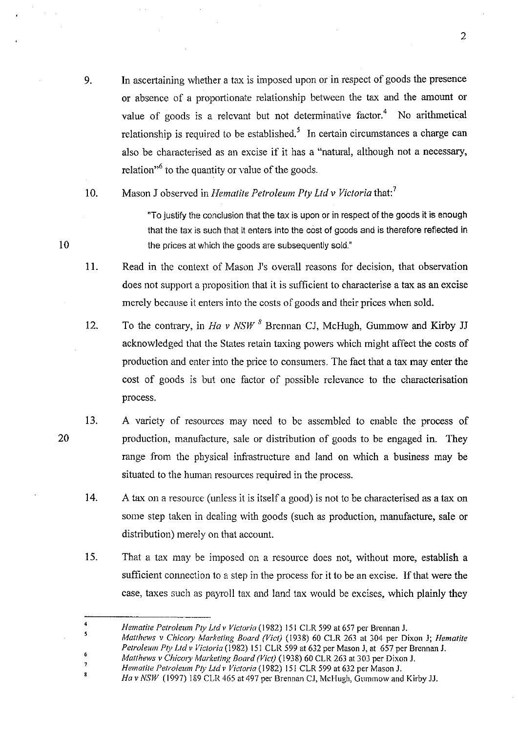9. In ascertaining whether a tax is imposed upon or in respect of goods the presence or absence of a proportionate relationship between the tax and the amount or value of goods is a relevant but not determinative factor.[4] No arithmetical relationship is required to be established.[5] In certain circumstances a charge can also be characterised as an excise if it has a "natural, although not a necessary, relation"[6] to the quantity or value of the goods.

10. Mason J observed in *Hematite Petroleum Pty Ltd v Victoria* that:[7]

> "To justify the conclusion that the tax is upon or in respect of the goods it is enough that the tax is such that it enters into the cost of goods and is therefore reflected in the prices at which the goods are subsequently sold."

11. Read in the context of Mason J's overall reasons for decision, that observation does not support a proposition that it is sufficient to characterise a tax as an excise merely because it enters into the costs of goods and their prices when sold.

12. To the contrary, in *Ha v NSW* [8] Brennan CJ, McHugh, Gummow and Kirby JJ acknowledged that the States retain taxing powers which might affect the costs of production and enter into the price to consumers. The fact that a tax may enter the cost of goods is but one factor of possible relevance to the characterisation process.

13. A variety of resources may need to be assembled to enable the process of production, manufacture, sale or distribution of goods to be engaged in. They range from the physical infrastructure and land on which a business may be situated to the human resources required in the process.

14. A tax on a resource (unless it is itself a good) is not to be characterised as a tax on some step taken in dealing with goods (such as production, manufacture, sale or distribution) merely on that account.

15. That a tax may be imposed on a resource does not, without more, establish a sufficient connection to a step in the process for it to be an excise. If that were the case, taxes such as payroll tax and land tax would be excises, which plainly they

---

[4] *Hematite Petroleum Pty Ltd v Victoria* (1982) 151 CLR 599 at 657 per Brennan J.

[5] *Matthews v Chicory Marketing Board (Vict)* (1938) 60 CLR 263 at 304 per Dixon J; *Hematite Petroleum Pty Ltd v Victoria* (1982) 151 CLR 599 at 632 per Mason J, at 657 per Brennan J.

[6] *Matthews v Chicory Marketing Board (Vict)* (1938) 60 CLR 263 at 303 per Dixon J.

[7] *Hematite Petroleum Pty Ltd v Victoria* (1982) 151 CLR 599 at 632 per Mason J.

[8] *Ha v NSW* (1997) 189 CLR 465 at 497 per Brennan CJ, McHugh, Gummow and Kirby JJ.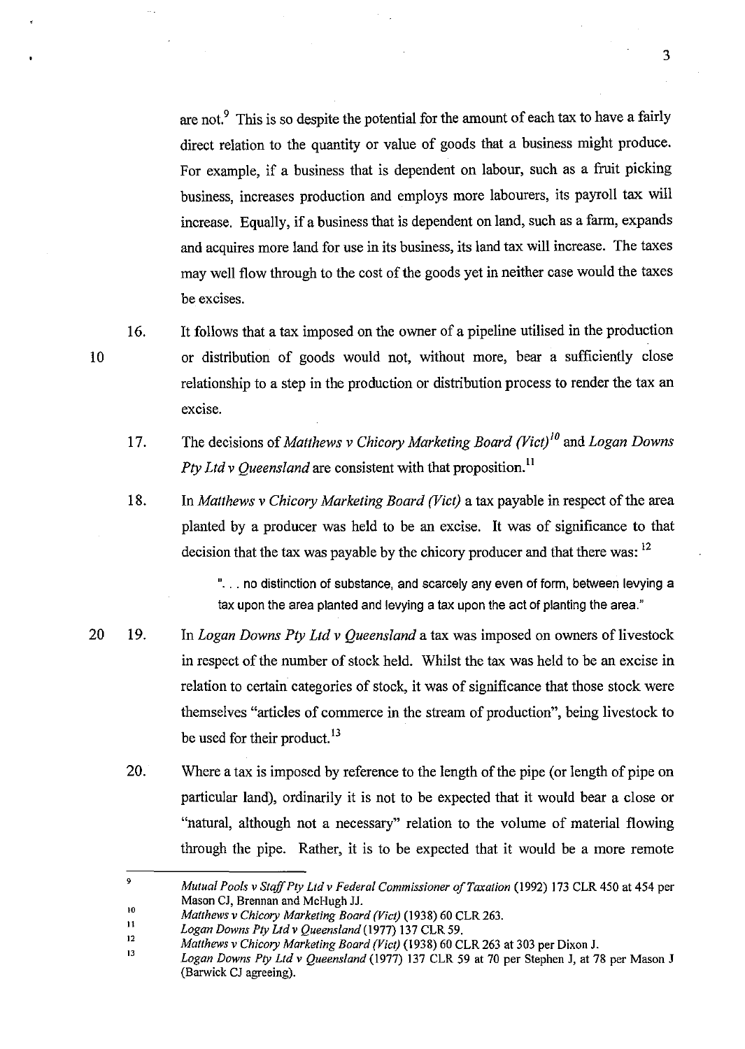are not.[9] This is so despite the potential for the amount of each tax to have a fairly direct relation to the quantity or value of goods that a business might produce. For example, if a business that is dependent on labour, such as a fruit picking business, increases production and employs more labourers, its payroll tax will increase. Equally, if a business that is dependent on land, such as a farm, expands and acquires more land for use in its business, its land tax will increase. The taxes may well flow through to the cost of the goods yet in neither case would the taxes be excises.

16. It follows that a tax imposed on the owner of a pipeline utilised in the production or distribution of goods would not, without more, bear a sufficiently close relationship to a step in the production or distribution process to render the tax an excise.

17. The decisions of *Matthews v Chicory Marketing Board (Vict)*[10] and *Logan Downs Pty Ltd v Queensland* are consistent with that proposition.[11]

18. In *Matthews v Chicory Marketing Board (Vict)* a tax payable in respect of the area planted by a producer was held to be an excise. It was of significance to that decision that the tax was payable by the chicory producer and that there was: [12]

> ". . . no distinction of substance, and scarcely any even of form, between levying a tax upon the area planted and levying a tax upon the act of planting the area."

19. In *Logan Downs Pty Ltd v Queensland* a tax was imposed on owners of livestock in respect of the number of stock held. Whilst the tax was held to be an excise in relation to certain categories of stock, it was of significance that those stock were themselves "articles of commerce in the stream of production", being livestock to be used for their product.[13]

20. Where a tax is imposed by reference to the length of the pipe (or length of pipe on particular land), ordinarily it is not to be expected that it would bear a close or "natural, although not a necessary" relation to the volume of material flowing through the pipe. Rather, it is to be expected that it would be a more remote

---

[9] *Mutual Pools v Staff Pty Ltd v Federal Commissioner of Taxation* (1992) 173 CLR 450 at 454 per Mason CJ, Brennan and McHugh JJ.

[10] *Matthews v Chicory Marketing Board (Vict)* (1938) 60 CLR 263.

[11] *Logan Downs Pty Ltd v Queensland* (1977) 137 CLR 59.

[12] *Matthews v Chicory Marketing Board (Vict)* (1938) 60 CLR 263 at 303 per Dixon J.

[13] *Logan Downs Pty Ltd v Queensland* (1977) 137 CLR 59 at 70 per Stephen J, at 78 per Mason J (Barwick CJ agreeing).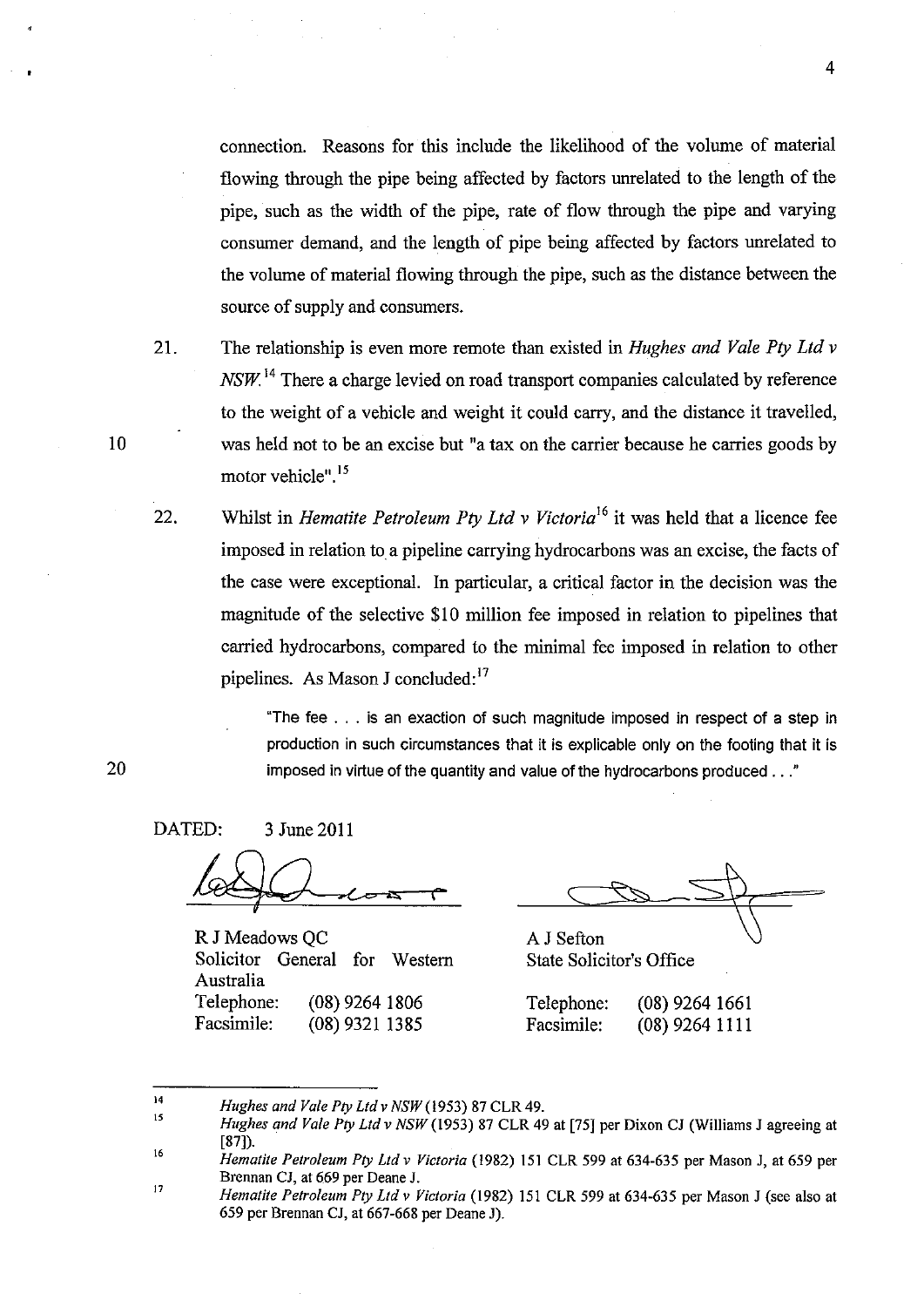connection. Reasons for this include the likelihood of the volume of material flowing through the pipe being affected by factors unrelated to the length of the pipe, such as the width of the pipe, rate of flow through the pipe and varying consumer demand, and the length of pipe being affected by factors unrelated to the volume of material flowing through the pipe, such as the distance between the source of supply and consumers.

21. The relationship is even more remote than existed in *Hughes and Vale Pty Ltd v NSW.*[14] There a charge levied on road transport companies calculated by reference to the weight of a vehicle and weight it could carry, and the distance it travelled, was held not to be an excise but "a tax on the carrier because he carries goods by motor vehicle".[15]

22. Whilst in *Hematite Petroleum Pty Ltd v Victoria*[16] it was held that a licence fee imposed in relation to a pipeline carrying hydrocarbons was an excise, the facts of the case were exceptional. In particular, a critical factor in the decision was the magnitude of the selective $10 million fee imposed in relation to pipelines that carried hydrocarbons, compared to the minimal fee imposed in relation to other pipelines. As Mason J concluded:[17]

> "The fee . . . is an exaction of such magnitude imposed in respect of a step in production in such circumstances that it is explicable only on the footing that it is imposed in virtue of the quantity and value of the hydrocarbons produced . . ."

DATED: 3 June 2011

| | |
|---|---|
| R J Meadows QC | A J Sefton |
| Solicitor General for Western Australia | State Solicitor's Office |
| Telephone: (08) 9264 1806 | Telephone: (08) 9264 1661 |
| Facsimile: (08) 9321 1385 | Facsimile: (08) 9264 1111 |

---

14 *Hughes and Vale Pty Ltd v NSW* (1953) 87 CLR 49.

15 *Hughes and Vale Pty Ltd v NSW* (1953) 87 CLR 49 at [75] per Dixon CJ (Williams J agreeing at [87]).

16 *Hematite Petroleum Pty Ltd v Victoria* (1982) 151 CLR 599 at 634-635 per Mason J, at 659 per Brennan CJ, at 669 per Deane J.

17 *Hematite Petroleum Pty Ltd v Victoria* (1982) 151 CLR 599 at 634-635 per Mason J (see also at 659 per Brennan CJ, at 667-668 per Deane J).